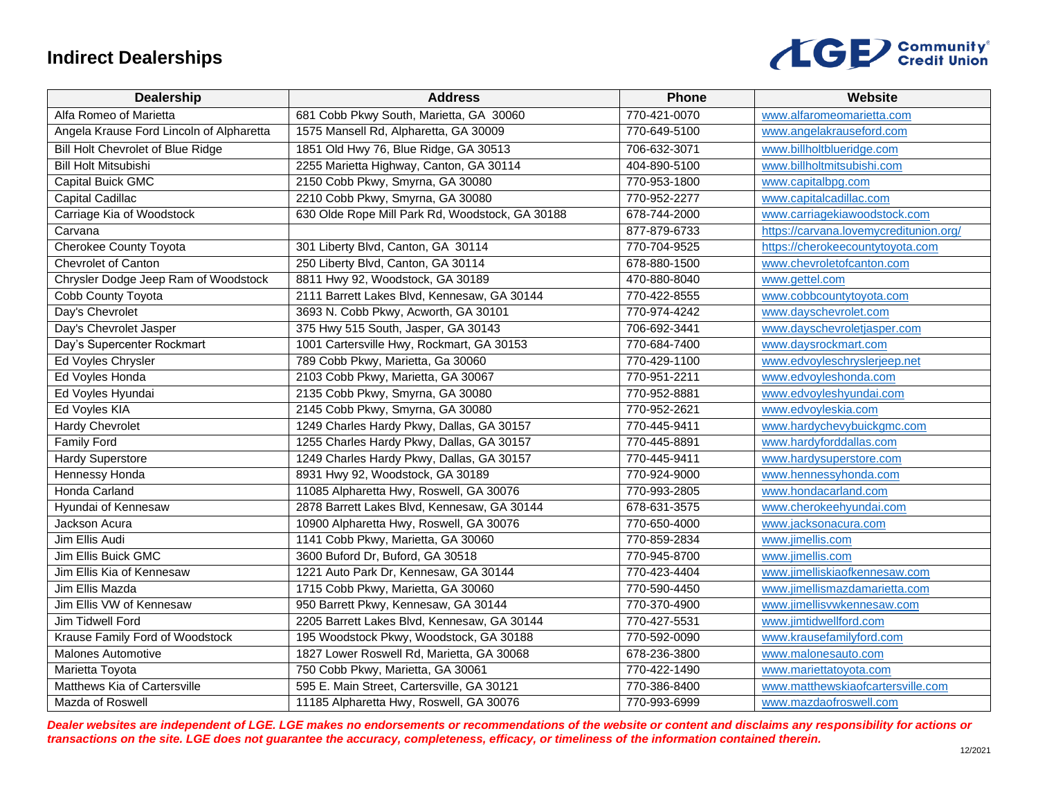# Indirect Dealerships

| Dealership | Address | Phone | Website |
|---|---|---|---|
| Alfa Romeo of Marietta | 681 Cobb Pkwy South, Marietta, GA 30060 | 770-421-0070 | www.alfaromeomarietta.com |
| Angela Krause Ford Lincoln of Alpharetta | 1575 Mansell Rd, Alpharetta, GA 30009 | 770-649-5100 | www.angelakrauseford.com |
| Bill Holt Chevrolet of Blue Ridge | 1851 Old Hwy 76, Blue Ridge, GA 30513 | 706-632-3071 | www.billholtblueridge.com |
| Bill Holt Mitsubishi | 2255 Marietta Highway, Canton, GA 30114 | 404-890-5100 | www.billholtmitsubishi.com |
| Capital Buick GMC | 2150 Cobb Pkwy, Smyrna, GA 30080 | 770-953-1800 | www.capitalbpg.com |
| Capital Cadillac | 2210 Cobb Pkwy, Smyrna, GA 30080 | 770-952-2277 | www.capitalcadillac.com |
| Carriage Kia of Woodstock | 630 Olde Rope Mill Park Rd, Woodstock, GA 30188 | 678-744-2000 | www.carriagekiawoodstock.com |
| Carvana | | 877-879-6733 | https://carvana.lovemycreditunion.org/ |
| Cherokee County Toyota | 301 Liberty Blvd, Canton, GA 30114 | 770-704-9525 | https://cherokeecountytoyota.com |
| Chevrolet of Canton | 250 Liberty Blvd, Canton, GA 30114 | 678-880-1500 | www.chevroletofcanton.com |
| Chrysler Dodge Jeep Ram of Woodstock | 8811 Hwy 92, Woodstock, GA 30189 | 470-880-8040 | www.gettel.com |
| Cobb County Toyota | 2111 Barrett Lakes Blvd, Kennesaw, GA 30144 | 770-422-8555 | www.cobbcountytoyota.com |
| Day's Chevrolet | 3693 N. Cobb Pkwy, Acworth, GA 30101 | 770-974-4242 | www.dayschevrolet.com |
| Day's Chevrolet Jasper | 375 Hwy 515 South, Jasper, GA 30143 | 706-692-3441 | www.dayschevroletjasper.com |
| Day's Supercenter Rockmart | 1001 Cartersville Hwy, Rockmart, GA 30153 | 770-684-7400 | www.daysrockmart.com |
| Ed Voyles Chrysler | 789 Cobb Pkwy, Marietta, Ga 30060 | 770-429-1100 | www.edvoyleschryslerjeep.net |
| Ed Voyles Honda | 2103 Cobb Pkwy, Marietta, GA 30067 | 770-951-2211 | www.edvoyleshonda.com |
| Ed Voyles Hyundai | 2135 Cobb Pkwy, Smyrna, GA 30080 | 770-952-8881 | www.edvoyleshyundai.com |
| Ed Voyles KIA | 2145 Cobb Pkwy, Smyrna, GA 30080 | 770-952-2621 | www.edvoyleskia.com |
| Hardy Chevrolet | 1249 Charles Hardy Pkwy, Dallas, GA 30157 | 770-445-9411 | www.hardychevybuickgmc.com |
| Family Ford | 1255 Charles Hardy Pkwy, Dallas, GA 30157 | 770-445-8891 | www.hardyforddallas.com |
| Hardy Superstore | 1249 Charles Hardy Pkwy, Dallas, GA 30157 | 770-445-9411 | www.hardysuperstore.com |
| Hennessy Honda | 8931 Hwy 92, Woodstock, GA 30189 | 770-924-9000 | www.hennessyhonda.com |
| Honda Carland | 11085 Alpharetta Hwy, Roswell, GA 30076 | 770-993-2805 | www.hondacarland.com |
| Hyundai of Kennesaw | 2878 Barrett Lakes Blvd, Kennesaw, GA 30144 | 678-631-3575 | www.cherokeehyundai.com |
| Jackson Acura | 10900 Alpharetta Hwy, Roswell, GA 30076 | 770-650-4000 | www.jacksonacura.com |
| Jim Ellis Audi | 1141 Cobb Pkwy, Marietta, GA 30060 | 770-859-2834 | www.jimellis.com |
| Jim Ellis Buick GMC | 3600 Buford Dr, Buford, GA 30518 | 770-945-8700 | www.jimellis.com |
| Jim Ellis Kia of Kennesaw | 1221 Auto Park Dr, Kennesaw, GA 30144 | 770-423-4404 | www.jimelliskiaofkennesaw.com |
| Jim Ellis Mazda | 1715 Cobb Pkwy, Marietta, GA 30060 | 770-590-4450 | www.jimellismazdamarietta.com |
| Jim Ellis VW of Kennesaw | 950 Barrett Pkwy, Kennesaw, GA 30144 | 770-370-4900 | www.jimellisvwkennesaw.com |
| Jim Tidwell Ford | 2205 Barrett Lakes Blvd, Kennesaw, GA 30144 | 770-427-5531 | www.jimtidwellford.com |
| Krause Family Ford of Woodstock | 195 Woodstock Pkwy, Woodstock, GA 30188 | 770-592-0090 | www.krausefamilyford.com |
| Malones Automotive | 1827 Lower Roswell Rd, Marietta, GA 30068 | 678-236-3800 | www.malonesauto.com |
| Marietta Toyota | 750 Cobb Pkwy, Marietta, GA 30061 | 770-422-1490 | www.mariettatoyota.com |
| Matthews Kia of Cartersville | 595 E. Main Street, Cartersville, GA 30121 | 770-386-8400 | www.matthewskiaofcartersville.com |
| Mazda of Roswell | 11185 Alpharetta Hwy, Roswell, GA 30076 | 770-993-6999 | www.mazdaofroswell.com |

***Dealer websites are independent of LGE. LGE makes no endorsements or recommendations of the website or content and disclaims any responsibility for actions or transactions on the site. LGE does not guarantee the accuracy, completeness, efficacy, or timeliness of the information contained therein.***

12/2021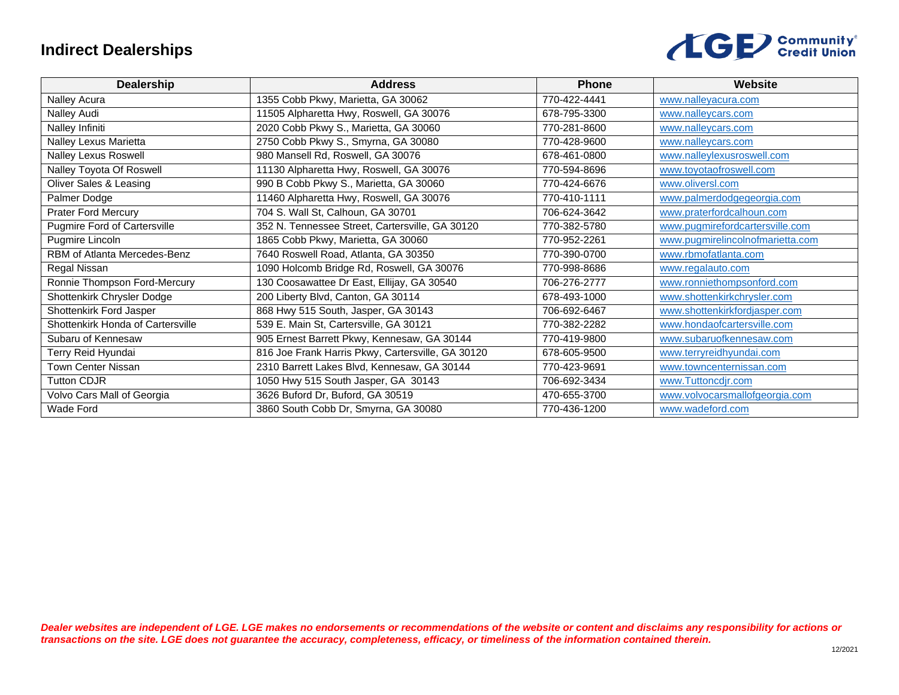# Indirect Dealerships

LGE Community Credit Union

| Dealership | Address | Phone | Website |
|---|---|---|---|
| Nalley Acura | 1355 Cobb Pkwy, Marietta, GA 30062 | 770-422-4441 | www.nalleyacura.com |
| Nalley Audi | 11505 Alpharetta Hwy, Roswell, GA 30076 | 678-795-3300 | www.nalleycars.com |
| Nalley Infiniti | 2020 Cobb Pkwy S., Marietta, GA 30060 | 770-281-8600 | www.nalleycars.com |
| Nalley Lexus Marietta | 2750 Cobb Pkwy S., Smyrna, GA 30080 | 770-428-9600 | www.nalleycars.com |
| Nalley Lexus Roswell | 980 Mansell Rd, Roswell, GA 30076 | 678-461-0800 | www.nalleylexusroswell.com |
| Nalley Toyota Of Roswell | 11130 Alpharetta Hwy, Roswell, GA 30076 | 770-594-8696 | www.toyotaofroswell.com |
| Oliver Sales & Leasing | 990 B Cobb Pkwy S., Marietta, GA 30060 | 770-424-6676 | www.oliversl.com |
| Palmer Dodge | 11460 Alpharetta Hwy, Roswell, GA 30076 | 770-410-1111 | www.palmerdodgegeorgia.com |
| Prater Ford Mercury | 704 S. Wall St, Calhoun, GA 30701 | 706-624-3642 | www.praterfordcalhoun.com |
| Pugmire Ford of Cartersville | 352 N. Tennessee Street, Cartersville, GA 30120 | 770-382-5780 | www.pugmirefordcartersville.com |
| Pugmire Lincoln | 1865 Cobb Pkwy, Marietta, GA 30060 | 770-952-2261 | www.pugmirelincolnofmarietta.com |
| RBM of Atlanta Mercedes-Benz | 7640 Roswell Road, Atlanta, GA 30350 | 770-390-0700 | www.rbmofatlanta.com |
| Regal Nissan | 1090 Holcomb Bridge Rd, Roswell, GA 30076 | 770-998-8686 | www.regalauto.com |
| Ronnie Thompson Ford-Mercury | 130 Coosawattee Dr East, Ellijay, GA 30540 | 706-276-2777 | www.ronniethompsonford.com |
| Shottenkirk Chrysler Dodge | 200 Liberty Blvd, Canton, GA 30114 | 678-493-1000 | www.shottenkirkchrysler.com |
| Shottenkirk Ford Jasper | 868 Hwy 515 South, Jasper, GA 30143 | 706-692-6467 | www.shottenkirkfordjasper.com |
| Shottenkirk Honda of Cartersville | 539 E. Main St, Cartersville, GA 30121 | 770-382-2282 | www.hondaofcartersville.com |
| Subaru of Kennesaw | 905 Ernest Barrett Pkwy, Kennesaw, GA 30144 | 770-419-9800 | www.subaruofkennesaw.com |
| Terry Reid Hyundai | 816 Joe Frank Harris Pkwy, Cartersville, GA 30120 | 678-605-9500 | www.terryreidhyundai.com |
| Town Center Nissan | 2310 Barrett Lakes Blvd, Kennesaw, GA 30144 | 770-423-9691 | www.towncenternissan.com |
| Tutton CDJR | 1050 Hwy 515 South Jasper, GA 30143 | 706-692-3434 | www.Tuttoncdjr.com |
| Volvo Cars Mall of Georgia | 3626 Buford Dr, Buford, GA 30519 | 470-655-3700 | www.volvocarsmallofgeorgia.com |
| Wade Ford | 3860 South Cobb Dr, Smyrna, GA 30080 | 770-436-1200 | www.wadeford.com |

***Dealer websites are independent of LGE. LGE makes no endorsements or recommendations of the website or content and disclaims any responsibility for actions or transactions on the site. LGE does not guarantee the accuracy, completeness, efficacy, or timeliness of the information contained therein.***

12/2021